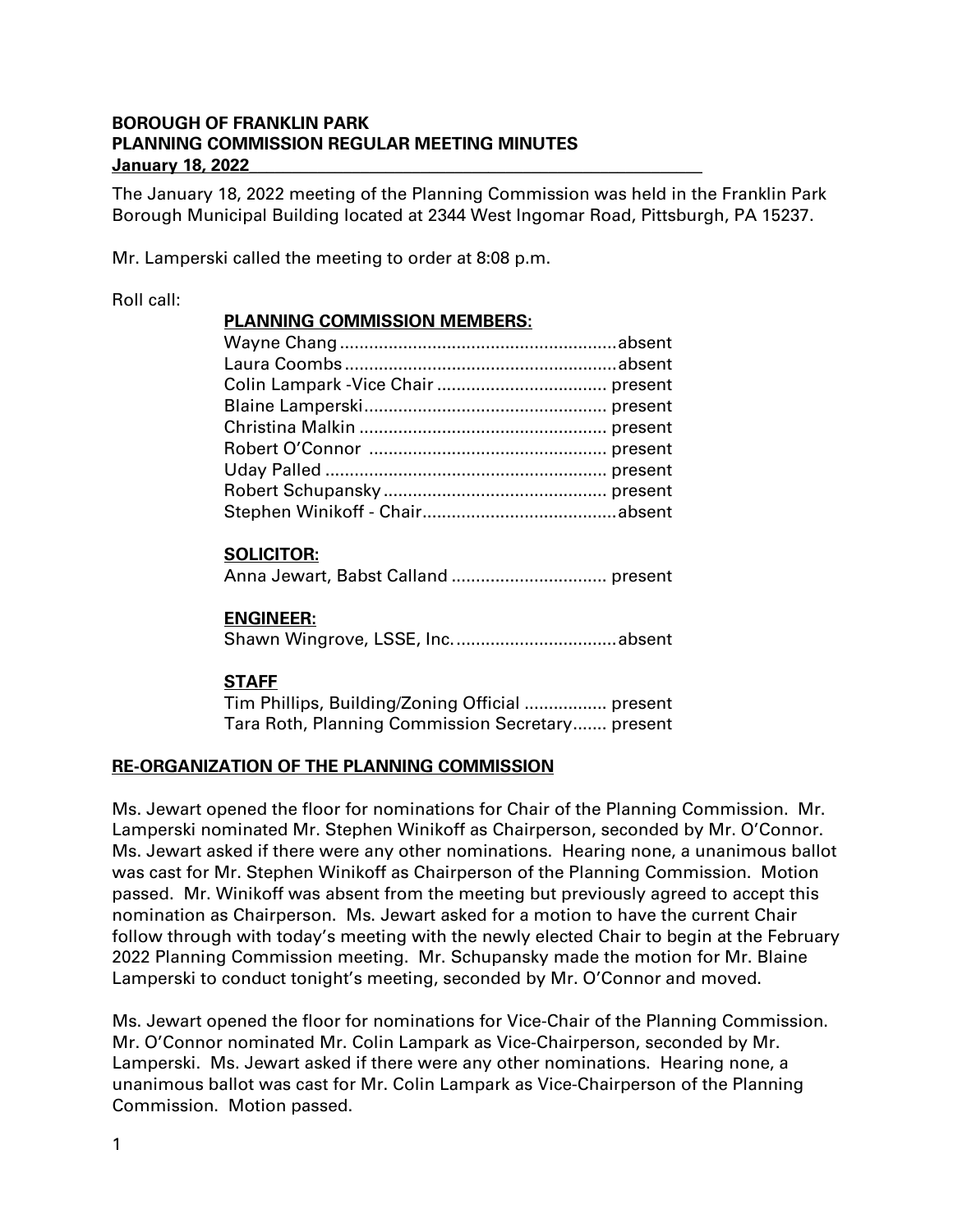# BOROUGH OF FRANKLIN PARK
## PLANNING COMMISSION REGULAR MEETING MINUTES
**January 18, 2022**

The January 18, 2022 meeting of the Planning Commission was held in the Franklin Park Borough Municipal Building located at 2344 West Ingomar Road, Pittsburgh, PA 15237.

Mr. Lamperski called the meeting to order at 8:08 p.m.

Roll call:

**PLANNING COMMISSION MEMBERS:**

Wayne Chang ......................................................... absent
Laura Coombs ........................................................ absent
Colin Lampark -Vice Chair .................................. present
Blaine Lamperski ................................................. present
Christina Malkin .................................................. present
Robert O'Connor ................................................ present
Uday Palled ......................................................... present
Robert Schupansky ............................................. present
Stephen Winikoff - Chair ....................................... absent

**SOLICITOR:**

Anna Jewart, Babst Calland ................................ present

**ENGINEER:**

Shawn Wingrove, LSSE, Inc. ................................. absent

**STAFF**

Tim Phillips, Building/Zoning Official ................. present
Tara Roth, Planning Commission Secretary....... present

**RE-ORGANIZATION OF THE PLANNING COMMISSION**

Ms. Jewart opened the floor for nominations for Chair of the Planning Commission. Mr. Lamperski nominated Mr. Stephen Winikoff as Chairperson, seconded by Mr. O'Connor. Ms. Jewart asked if there were any other nominations. Hearing none, a unanimous ballot was cast for Mr. Stephen Winikoff as Chairperson of the Planning Commission. Motion passed. Mr. Winikoff was absent from the meeting but previously agreed to accept this nomination as Chairperson. Ms. Jewart asked for a motion to have the current Chair follow through with today's meeting with the newly elected Chair to begin at the February 2022 Planning Commission meeting. Mr. Schupansky made the motion for Mr. Blaine Lamperski to conduct tonight's meeting, seconded by Mr. O'Connor and moved.

Ms. Jewart opened the floor for nominations for Vice-Chair of the Planning Commission. Mr. O'Connor nominated Mr. Colin Lampark as Vice-Chairperson, seconded by Mr. Lamperski. Ms. Jewart asked if there were any other nominations. Hearing none, a unanimous ballot was cast for Mr. Colin Lampark as Vice-Chairperson of the Planning Commission. Motion passed.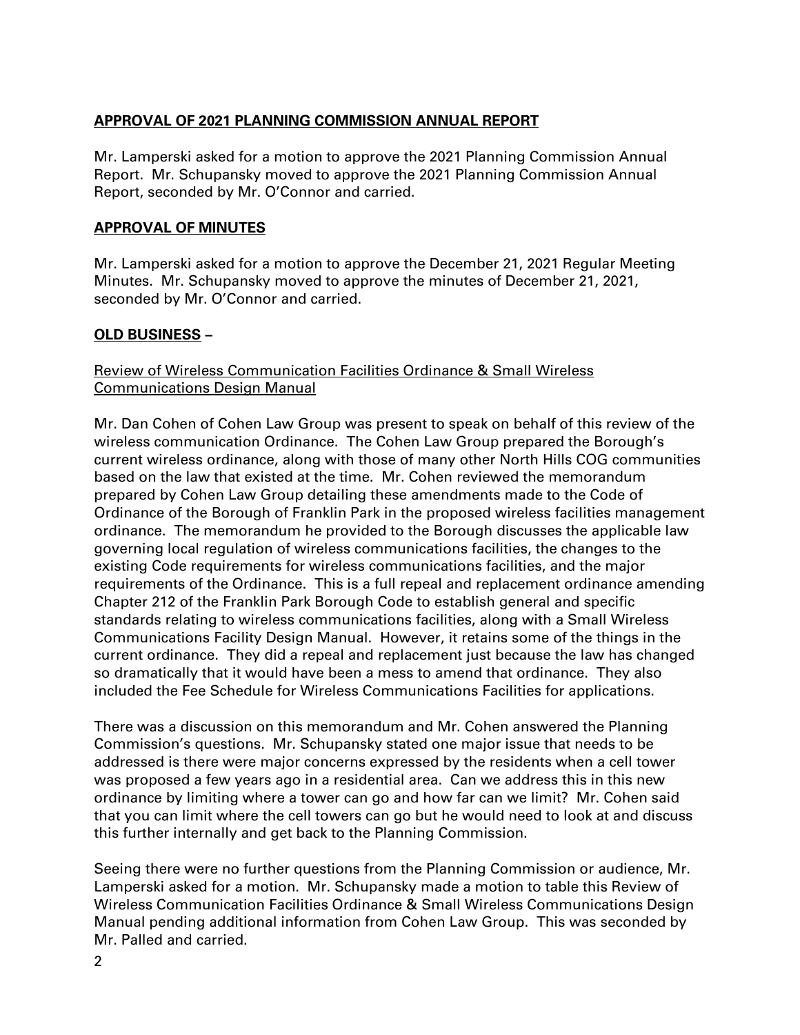## **APPROVAL OF 2021 PLANNING COMMISSION ANNUAL REPORT**

Mr. Lamperski asked for a motion to approve the 2021 Planning Commission Annual Report. Mr. Schupansky moved to approve the 2021 Planning Commission Annual Report, seconded by Mr. O'Connor and carried.

## **APPROVAL OF MINUTES**

Mr. Lamperski asked for a motion to approve the December 21, 2021 Regular Meeting Minutes. Mr. Schupansky moved to approve the minutes of December 21, 2021, seconded by Mr. O'Connor and carried.

## **OLD BUSINESS** –

Review of Wireless Communication Facilities Ordinance & Small Wireless Communications Design Manual

Mr. Dan Cohen of Cohen Law Group was present to speak on behalf of this review of the wireless communication Ordinance. The Cohen Law Group prepared the Borough's current wireless ordinance, along with those of many other North Hills COG communities based on the law that existed at the time. Mr. Cohen reviewed the memorandum prepared by Cohen Law Group detailing these amendments made to the Code of Ordinance of the Borough of Franklin Park in the proposed wireless facilities management ordinance. The memorandum he provided to the Borough discusses the applicable law governing local regulation of wireless communications facilities, the changes to the existing Code requirements for wireless communications facilities, and the major requirements of the Ordinance. This is a full repeal and replacement ordinance amending Chapter 212 of the Franklin Park Borough Code to establish general and specific standards relating to wireless communications facilities, along with a Small Wireless Communications Facility Design Manual. However, it retains some of the things in the current ordinance. They did a repeal and replacement just because the law has changed so dramatically that it would have been a mess to amend that ordinance. They also included the Fee Schedule for Wireless Communications Facilities for applications.

There was a discussion on this memorandum and Mr. Cohen answered the Planning Commission's questions. Mr. Schupansky stated one major issue that needs to be addressed is there were major concerns expressed by the residents when a cell tower was proposed a few years ago in a residential area. Can we address this in this new ordinance by limiting where a tower can go and how far can we limit? Mr. Cohen said that you can limit where the cell towers can go but he would need to look at and discuss this further internally and get back to the Planning Commission.

Seeing there were no further questions from the Planning Commission or audience, Mr. Lamperski asked for a motion. Mr. Schupansky made a motion to table this Review of Wireless Communication Facilities Ordinance & Small Wireless Communications Design Manual pending additional information from Cohen Law Group. This was seconded by Mr. Palled and carried.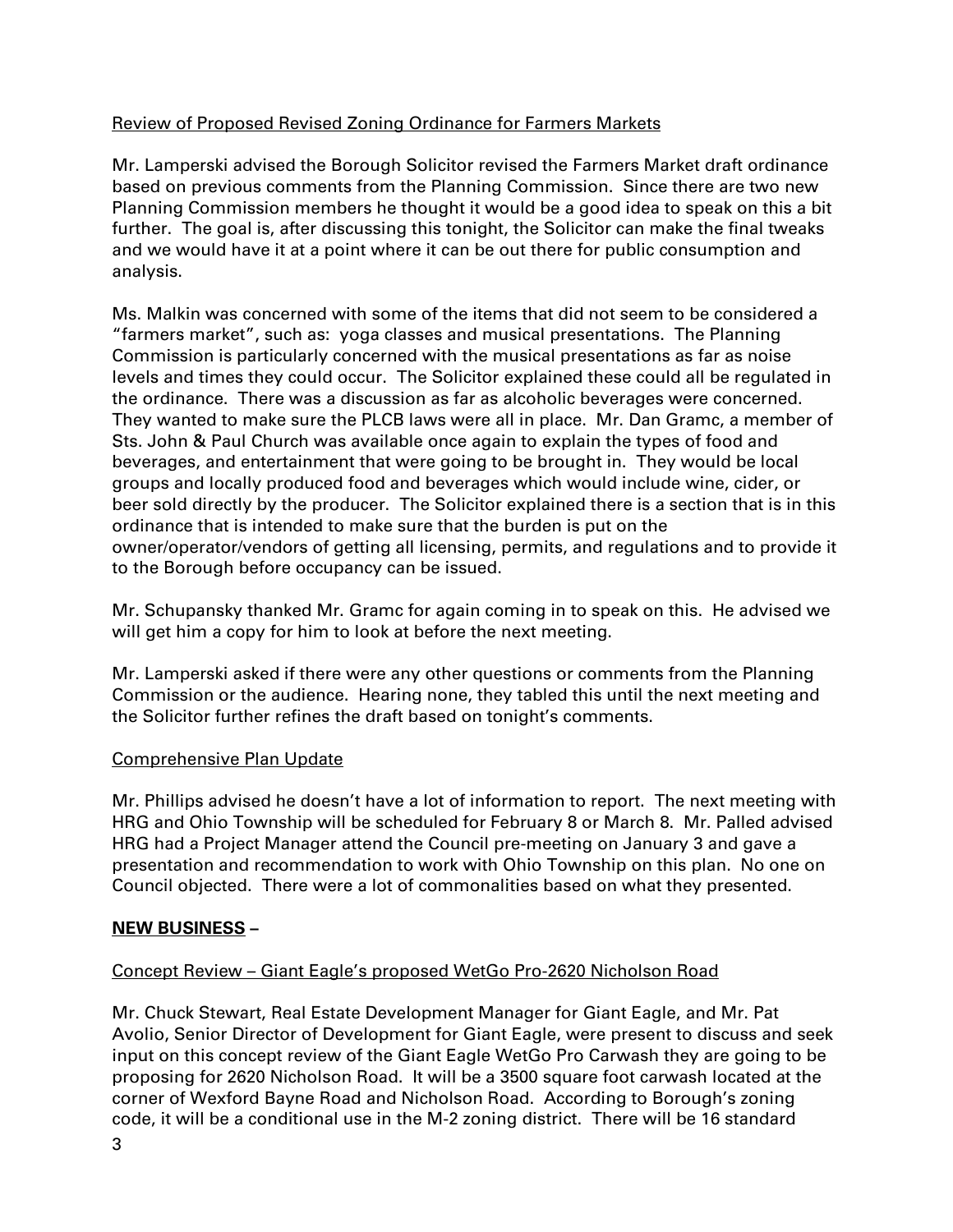Review of Proposed Revised Zoning Ordinance for Farmers Markets

Mr. Lamperski advised the Borough Solicitor revised the Farmers Market draft ordinance based on previous comments from the Planning Commission. Since there are two new Planning Commission members he thought it would be a good idea to speak on this a bit further. The goal is, after discussing this tonight, the Solicitor can make the final tweaks and we would have it at a point where it can be out there for public consumption and analysis.

Ms. Malkin was concerned with some of the items that did not seem to be considered a "farmers market", such as: yoga classes and musical presentations. The Planning Commission is particularly concerned with the musical presentations as far as noise levels and times they could occur. The Solicitor explained these could all be regulated in the ordinance. There was a discussion as far as alcoholic beverages were concerned. They wanted to make sure the PLCB laws were all in place. Mr. Dan Gramc, a member of Sts. John & Paul Church was available once again to explain the types of food and beverages, and entertainment that were going to be brought in. They would be local groups and locally produced food and beverages which would include wine, cider, or beer sold directly by the producer. The Solicitor explained there is a section that is in this ordinance that is intended to make sure that the burden is put on the owner/operator/vendors of getting all licensing, permits, and regulations and to provide it to the Borough before occupancy can be issued.

Mr. Schupansky thanked Mr. Gramc for again coming in to speak on this. He advised we will get him a copy for him to look at before the next meeting.

Mr. Lamperski asked if there were any other questions or comments from the Planning Commission or the audience. Hearing none, they tabled this until the next meeting and the Solicitor further refines the draft based on tonight's comments.

Comprehensive Plan Update

Mr. Phillips advised he doesn't have a lot of information to report. The next meeting with HRG and Ohio Township will be scheduled for February 8 or March 8. Mr. Palled advised HRG had a Project Manager attend the Council pre-meeting on January 3 and gave a presentation and recommendation to work with Ohio Township on this plan. No one on Council objected. There were a lot of commonalities based on what they presented.

**NEW BUSINESS –**

Concept Review – Giant Eagle's proposed WetGo Pro-2620 Nicholson Road

Mr. Chuck Stewart, Real Estate Development Manager for Giant Eagle, and Mr. Pat Avolio, Senior Director of Development for Giant Eagle, were present to discuss and seek input on this concept review of the Giant Eagle WetGo Pro Carwash they are going to be proposing for 2620 Nicholson Road. It will be a 3500 square foot carwash located at the corner of Wexford Bayne Road and Nicholson Road. According to Borough's zoning code, it will be a conditional use in the M-2 zoning district. There will be 16 standard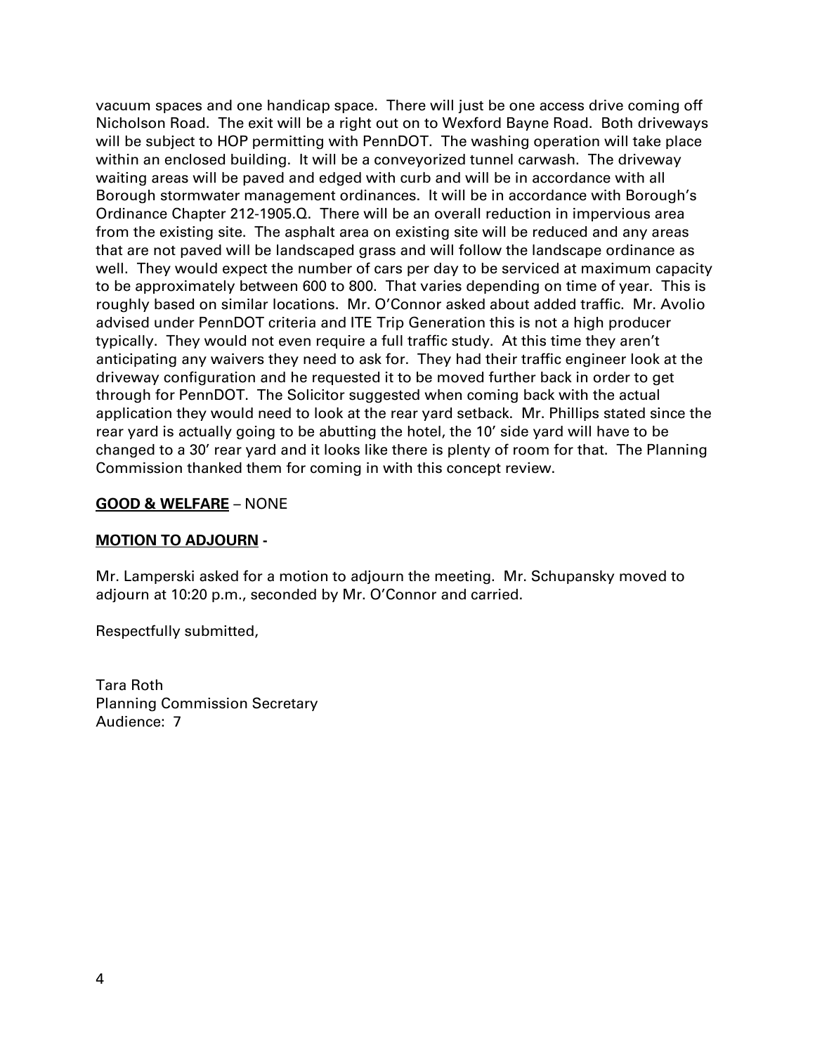vacuum spaces and one handicap space. There will just be one access drive coming off Nicholson Road. The exit will be a right out on to Wexford Bayne Road. Both driveways will be subject to HOP permitting with PennDOT. The washing operation will take place within an enclosed building. It will be a conveyorized tunnel carwash. The driveway waiting areas will be paved and edged with curb and will be in accordance with all Borough stormwater management ordinances. It will be in accordance with Borough's Ordinance Chapter 212-1905.Q. There will be an overall reduction in impervious area from the existing site. The asphalt area on existing site will be reduced and any areas that are not paved will be landscaped grass and will follow the landscape ordinance as well. They would expect the number of cars per day to be serviced at maximum capacity to be approximately between 600 to 800. That varies depending on time of year. This is roughly based on similar locations. Mr. O'Connor asked about added traffic. Mr. Avolio advised under PennDOT criteria and ITE Trip Generation this is not a high producer typically. They would not even require a full traffic study. At this time they aren't anticipating any waivers they need to ask for. They had their traffic engineer look at the driveway configuration and he requested it to be moved further back in order to get through for PennDOT. The Solicitor suggested when coming back with the actual application they would need to look at the rear yard setback. Mr. Phillips stated since the rear yard is actually going to be abutting the hotel, the 10' side yard will have to be changed to a 30' rear yard and it looks like there is plenty of room for that. The Planning Commission thanked them for coming in with this concept review.

**GOOD & WELFARE** – NONE

**MOTION TO ADJOURN -**

Mr. Lamperski asked for a motion to adjourn the meeting. Mr. Schupansky moved to adjourn at 10:20 p.m., seconded by Mr. O'Connor and carried.

Respectfully submitted,

Tara Roth
Planning Commission Secretary
Audience: 7